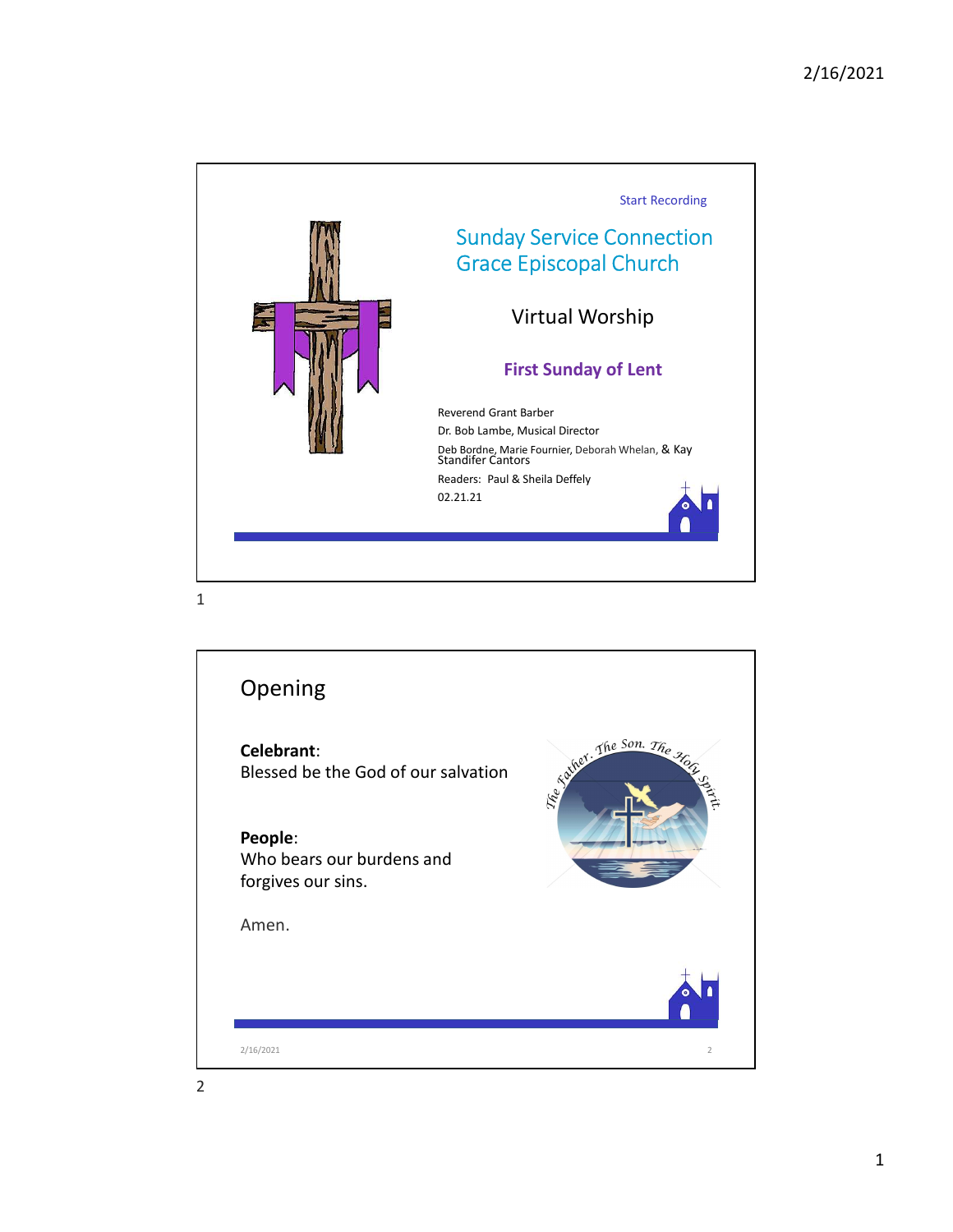Start Recording

# Sunday Service Connection
# Grace Episcopal Church

## Virtual Worship

### First Sunday of Lent

Reverend Grant Barber

Dr. Bob Lambe, Musical Director

Deb Bordne, Marie Fournier, Deborah Whelan, & Kay Standifer Cantors

Readers: Paul & Sheila Deffely

02.21.21

## Opening

**Celebrant**:
Blessed be the God of our salvation

**People**:
Who bears our burdens and forgives our sins.

Amen.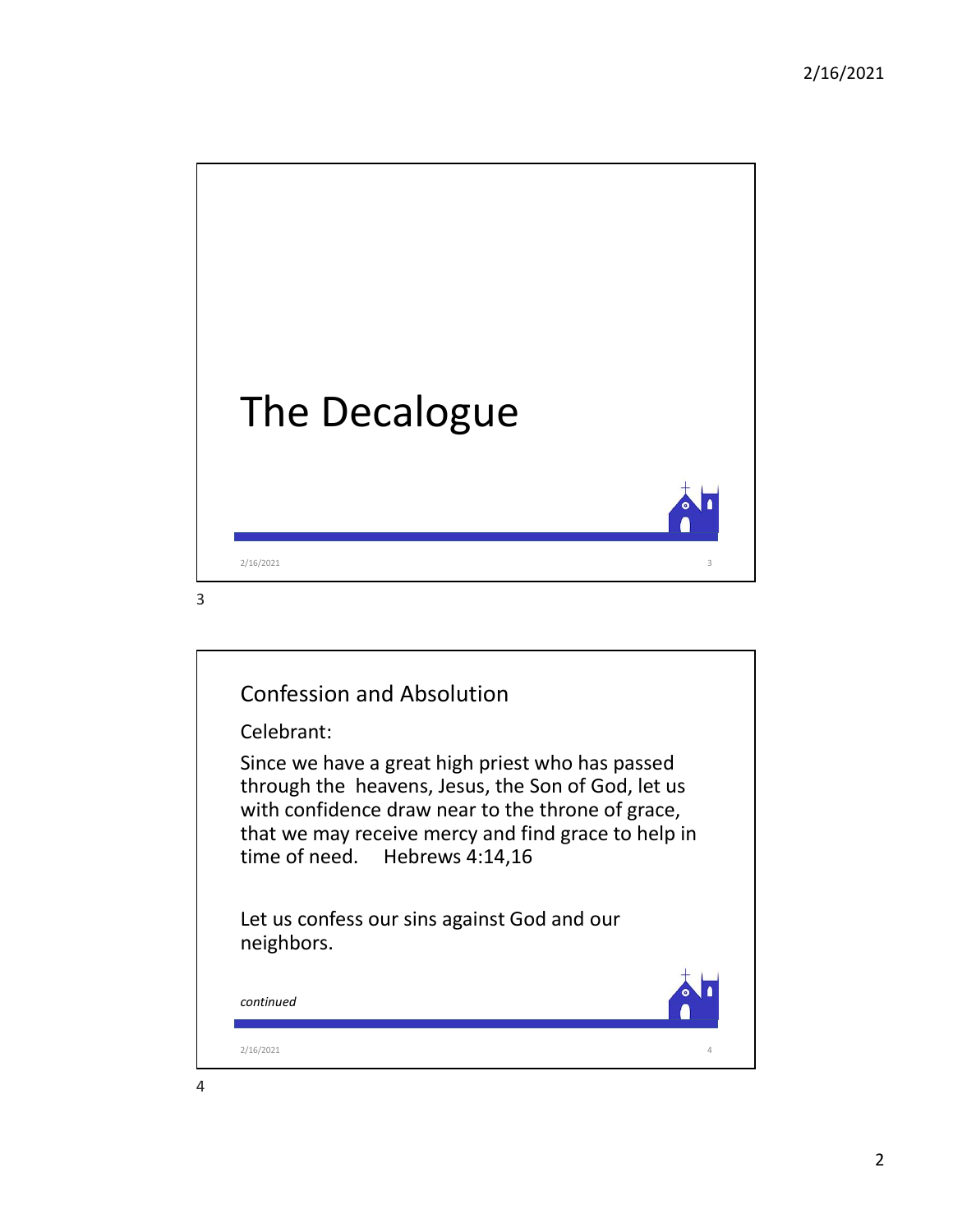# The Decalogue

## Confession and Absolution

Celebrant:

Since we have a great high priest who has passed through the heavens, Jesus, the Son of God, let us with confidence draw near to the throne of grace, that we may receive mercy and find grace to help in time of need.    Hebrews 4:14,16

Let us confess our sins against God and our neighbors.

*continued*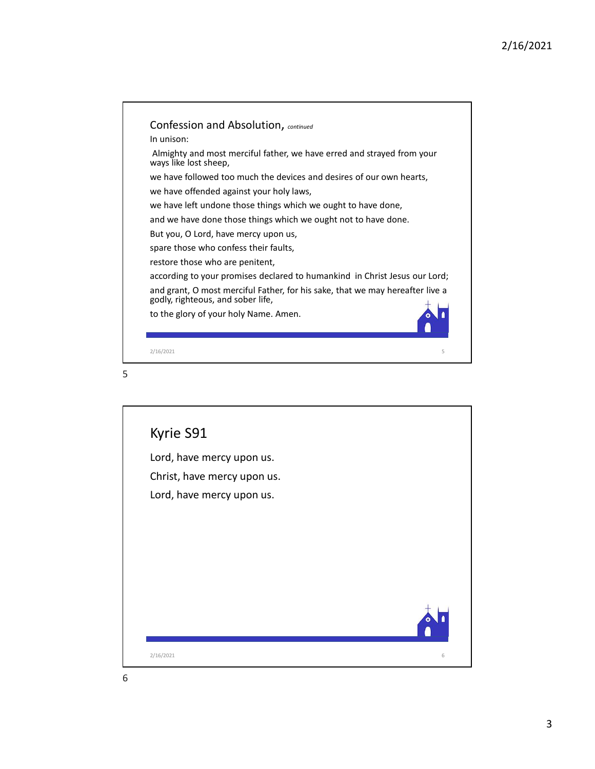## Confession and Absolution, *continued*

In unison:

Almighty and most merciful father, we have erred and strayed from your ways like lost sheep,

we have followed too much the devices and desires of our own hearts,

we have offended against your holy laws,

we have left undone those things which we ought to have done,

and we have done those things which we ought not to have done.

But you, O Lord, have mercy upon us,

spare those who confess their faults,

restore those who are penitent,

according to your promises declared to humankind in Christ Jesus our Lord;

and grant, O most merciful Father, for his sake, that we may hereafter live a godly, righteous, and sober life,

to the glory of your holy Name. Amen.

## Kyrie S91

Lord, have mercy upon us.

Christ, have mercy upon us.

Lord, have mercy upon us.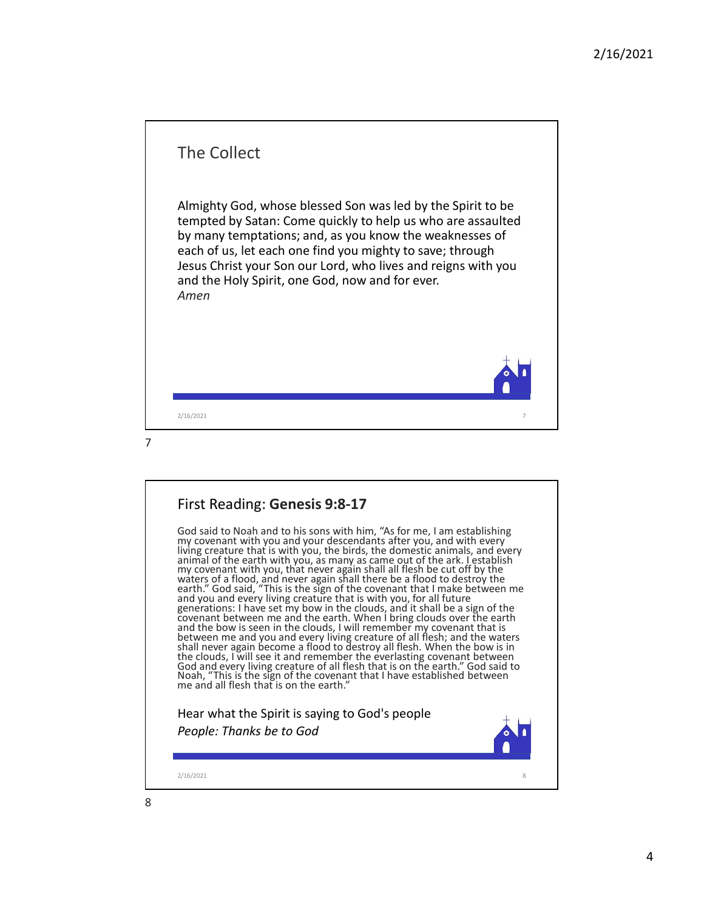## The Collect

Almighty God, whose blessed Son was led by the Spirit to be tempted by Satan: Come quickly to help us who are assaulted by many temptations; and, as you know the weaknesses of each of us, let each one find you mighty to save; through Jesus Christ your Son our Lord, who lives and reigns with you and the Holy Spirit, one God, now and for ever.
*Amen*

## First Reading: **Genesis 9:8-17**

God said to Noah and to his sons with him, "As for me, I am establishing my covenant with you and your descendants after you, and with every living creature that is with you, the birds, the domestic animals, and every animal of the earth with you, as many as came out of the ark. I establish my covenant with you, that never again shall all flesh be cut off by the waters of a flood, and never again shall there be a flood to destroy the earth." God said, "This is the sign of the covenant that I make between me and you and every living creature that is with you, for all future generations: I have set my bow in the clouds, and it shall be a sign of the covenant between me and the earth. When I bring clouds over the earth and the bow is seen in the clouds, I will remember my covenant that is between me and you and every living creature of all flesh; and the waters shall never again become a flood to destroy all flesh. When the bow is in the clouds, I will see it and remember the everlasting covenant between God and every living creature of all flesh that is on the earth." God said to Noah, "This is the sign of the covenant that I have established between me and all flesh that is on the earth."

Hear what the Spirit is saying to God's people
*People: Thanks be to God*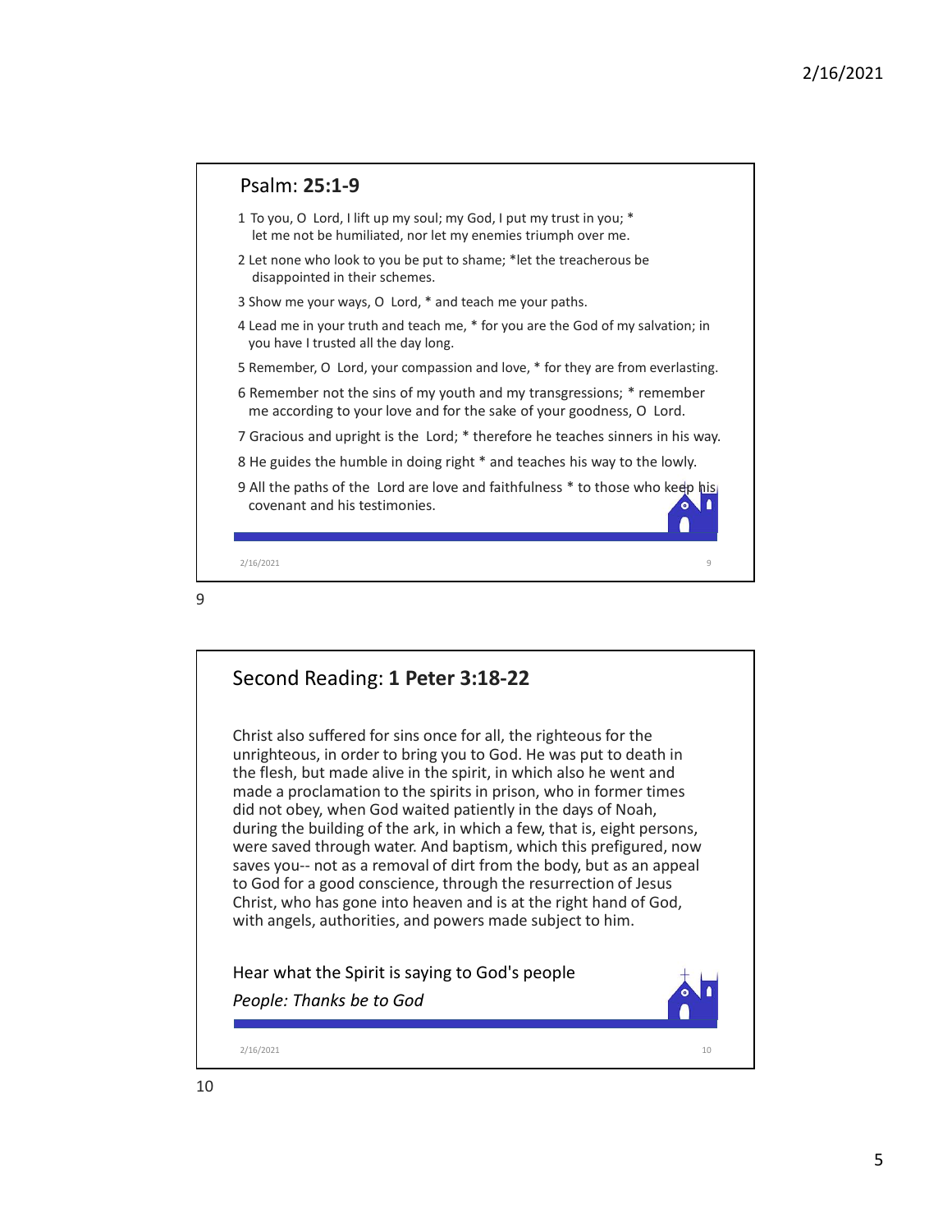## Psalm: **25:1-9**

1 To you, O Lord, I lift up my soul; my God, I put my trust in you; * let me not be humiliated, nor let my enemies triumph over me.

2 Let none who look to you be put to shame; *let the treacherous be disappointed in their schemes.

3 Show me your ways, O Lord, * and teach me your paths.

4 Lead me in your truth and teach me, * for you are the God of my salvation; in you have I trusted all the day long.

5 Remember, O Lord, your compassion and love, * for they are from everlasting.

6 Remember not the sins of my youth and my transgressions; * remember me according to your love and for the sake of your goodness, O Lord.

7 Gracious and upright is the Lord; * therefore he teaches sinners in his way.

8 He guides the humble in doing right * and teaches his way to the lowly.

9 All the paths of the Lord are love and faithfulness * to those who keep his covenant and his testimonies.

## Second Reading: **1 Peter 3:18-22**

Christ also suffered for sins once for all, the righteous for the unrighteous, in order to bring you to God. He was put to death in the flesh, but made alive in the spirit, in which also he went and made a proclamation to the spirits in prison, who in former times did not obey, when God waited patiently in the days of Noah, during the building of the ark, in which a few, that is, eight persons, were saved through water. And baptism, which this prefigured, now saves you-- not as a removal of dirt from the body, but as an appeal to God for a good conscience, through the resurrection of Jesus Christ, who has gone into heaven and is at the right hand of God, with angels, authorities, and powers made subject to him.

Hear what the Spirit is saying to God's people

*People: Thanks be to God*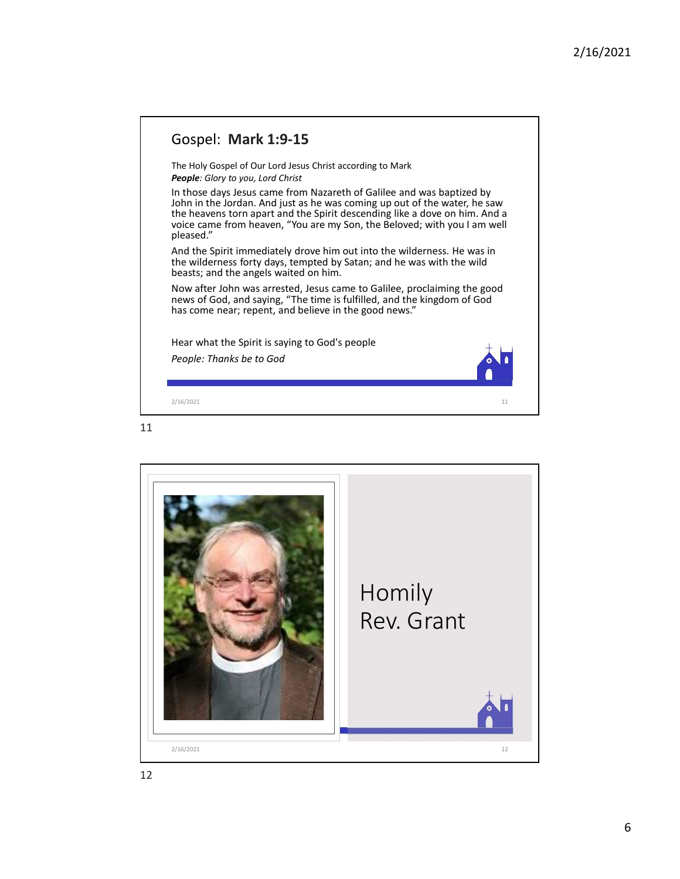## Gospel: **Mark 1:9-15**

The Holy Gospel of Our Lord Jesus Christ according to Mark
***People**: Glory to you, Lord Christ*

In those days Jesus came from Nazareth of Galilee and was baptized by John in the Jordan. And just as he was coming up out of the water, he saw the heavens torn apart and the Spirit descending like a dove on him. And a voice came from heaven, "You are my Son, the Beloved; with you I am well pleased."

And the Spirit immediately drove him out into the wilderness. He was in the wilderness forty days, tempted by Satan; and he was with the wild beasts; and the angels waited on him.

Now after John was arrested, Jesus came to Galilee, proclaiming the good news of God, and saying, "The time is fulfilled, and the kingdom of God has come near; repent, and believe in the good news."

Hear what the Spirit is saying to God's people

*People: Thanks be to God*

## Homily
## Rev. Grant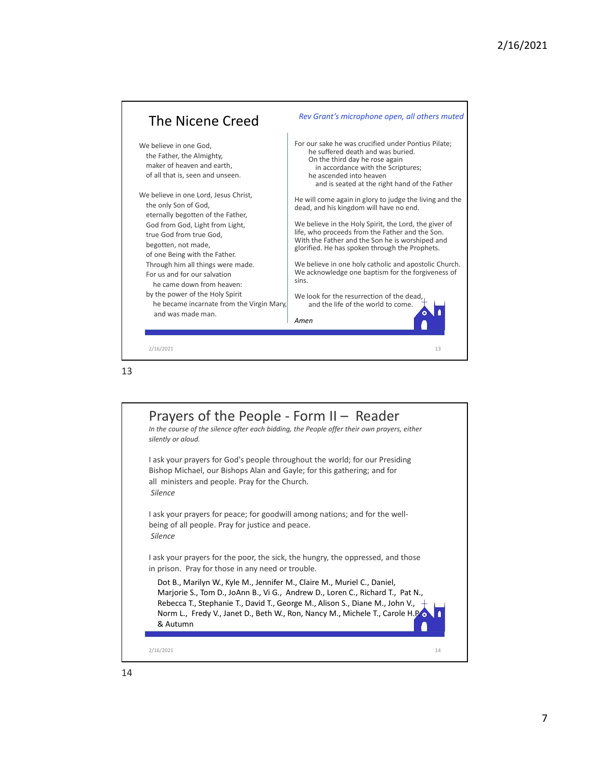## The Nicene Creed

*Rev Grant's microphone open, all others muted*

We believe in one God,
the Father, the Almighty,
maker of heaven and earth,
of all that is, seen and unseen.

We believe in one Lord, Jesus Christ,
the only Son of God,
eternally begotten of the Father,
God from God, Light from Light,
true God from true God,
begotten, not made,
of one Being with the Father.
Through him all things were made.
For us and for our salvation
he came down from heaven:
by the power of the Holy Spirit
he became incarnate from the Virgin Mary,
and was made man.

For our sake he was crucified under Pontius Pilate;
he suffered death and was buried.
On the third day he rose again
in accordance with the Scriptures;
he ascended into heaven
and is seated at the right hand of the Father

He will come again in glory to judge the living and the dead, and his kingdom will have no end.

We believe in the Holy Spirit, the Lord, the giver of life, who proceeds from the Father and the Son. With the Father and the Son he is worshiped and glorified. He has spoken through the Prophets.

We believe in one holy catholic and apostolic Church. We acknowledge one baptism for the forgiveness of sins.

We look for the resurrection of the dead,
and the life of the world to come.

*Amen*

## Prayers of the People - Form II – Reader

*In the course of the silence after each bidding, the People offer their own prayers, either silently or aloud.*

I ask your prayers for God's people throughout the world; for our Presiding Bishop Michael, our Bishops Alan and Gayle; for this gathering; and for all ministers and people. Pray for the Church.

*Silence*

I ask your prayers for peace; for goodwill among nations; and for the well-being of all people. Pray for justice and peace.

*Silence*

I ask your prayers for the poor, the sick, the hungry, the oppressed, and those in prison. Pray for those in any need or trouble.

Dot B., Marilyn W., Kyle M., Jennifer M., Claire M., Muriel C., Daniel, Marjorie S., Tom D., JoAnn B., Vi G., Andrew D., Loren C., Richard T., Pat N., Rebecca T., Stephanie T., David T., George M., Alison S., Diane M., John V., Norm L., Fredy V., Janet D., Beth W., Ron, Nancy M., Michele T., Carole H.P. & Autumn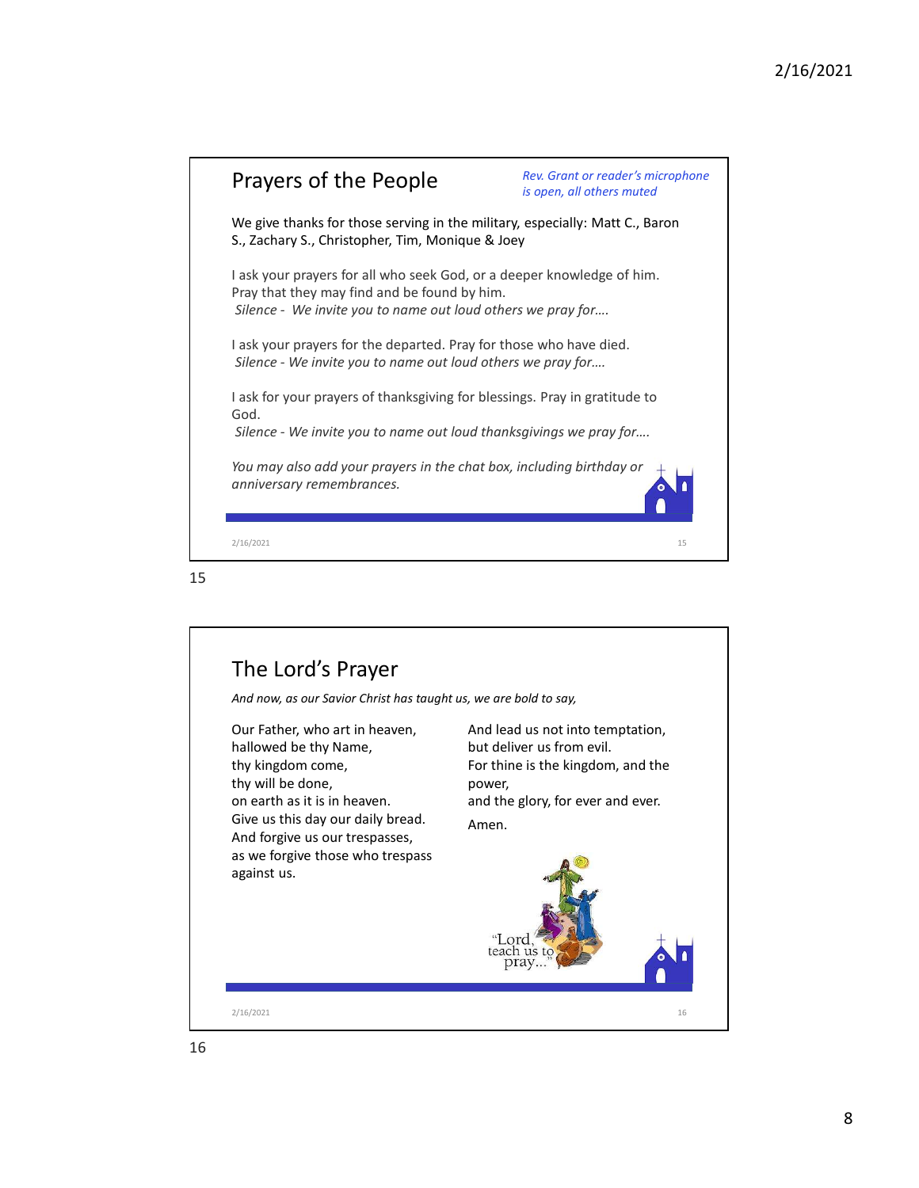## Prayers of the People

*Rev. Grant or reader's microphone is open, all others muted*

We give thanks for those serving in the military, especially: Matt C., Baron S., Zachary S., Christopher, Tim, Monique & Joey

I ask your prayers for all who seek God, or a deeper knowledge of him. Pray that they may find and be found by him.
*Silence - We invite you to name out loud others we pray for….*

I ask your prayers for the departed. Pray for those who have died.
*Silence - We invite you to name out loud others we pray for….*

I ask for your prayers of thanksgiving for blessings. Pray in gratitude to God.
*Silence - We invite you to name out loud thanksgivings we pray for….*

*You may also add your prayers in the chat box, including birthday or anniversary remembrances.*

## The Lord's Prayer

*And now, as our Savior Christ has taught us, we are bold to say,*

Our Father, who art in heaven,
hallowed be thy Name,
thy kingdom come,
thy will be done,
on earth as it is in heaven.
Give us this day our daily bread.
And forgive us our trespasses,
as we forgive those who trespass against us.
And lead us not into temptation,
but deliver us from evil.
For thine is the kingdom, and the power,
and the glory, for ever and ever.
Amen.

"Lord, teach us to pray..."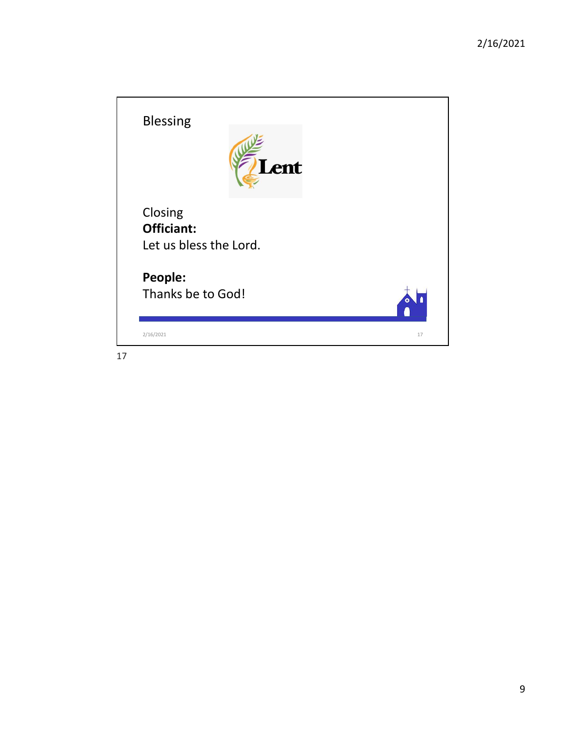Blessing

Closing
**Officiant:**
Let us bless the Lord.

**People:**
Thanks be to God!